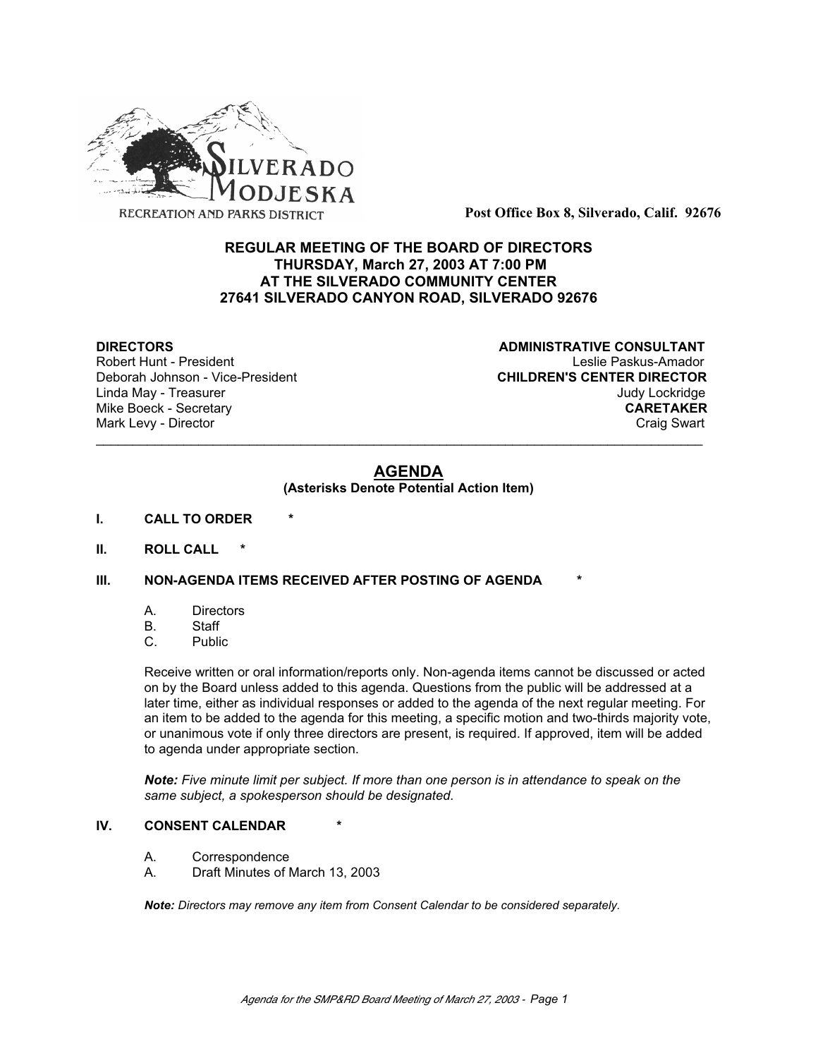SILVERADO MODJESKA

RECREATION AND PARKS DISTRICT

**Post Office Box 8, Silverado, Calif. 92676**

**REGULAR MEETING OF THE BOARD OF DIRECTORS**
**THURSDAY, March 27, 2003 AT 7:00 PM**
**AT THE SILVERADO COMMUNITY CENTER**
**27641 SILVERADO CANYON ROAD, SILVERADO 92676**

**DIRECTORS**
Robert Hunt - President
Deborah Johnson - Vice-President
Linda May - Treasurer
Mike Boeck - Secretary
Mark Levy - Director

**ADMINISTRATIVE CONSULTANT**
Leslie Paskus-Amador
**CHILDREN'S CENTER DIRECTOR**
Judy Lockridge
**CARETAKER**
Craig Swart

---

## AGENDA

**(Asterisks Denote Potential Action Item)**

**I. CALL TO ORDER \***

**II. ROLL CALL \***

**III. NON-AGENDA ITEMS RECEIVED AFTER POSTING OF AGENDA \***

A. Directors
B. Staff
C. Public

Receive written or oral information/reports only. Non-agenda items cannot be discussed or acted on by the Board unless added to this agenda. Questions from the public will be addressed at a later time, either as individual responses or added to the agenda of the next regular meeting. For an item to be added to the agenda for this meeting, a specific motion and two-thirds majority vote, or unanimous vote if only three directors are present, is required. If approved, item will be added to agenda under appropriate section.

***Note:*** *Five minute limit per subject. If more than one person is in attendance to speak on the same subject, a spokesperson should be designated.*

**IV. CONSENT CALENDAR \***

A. Correspondence
A. Draft Minutes of March 13, 2003

***Note:*** *Directors may remove any item from Consent Calendar to be considered separately.*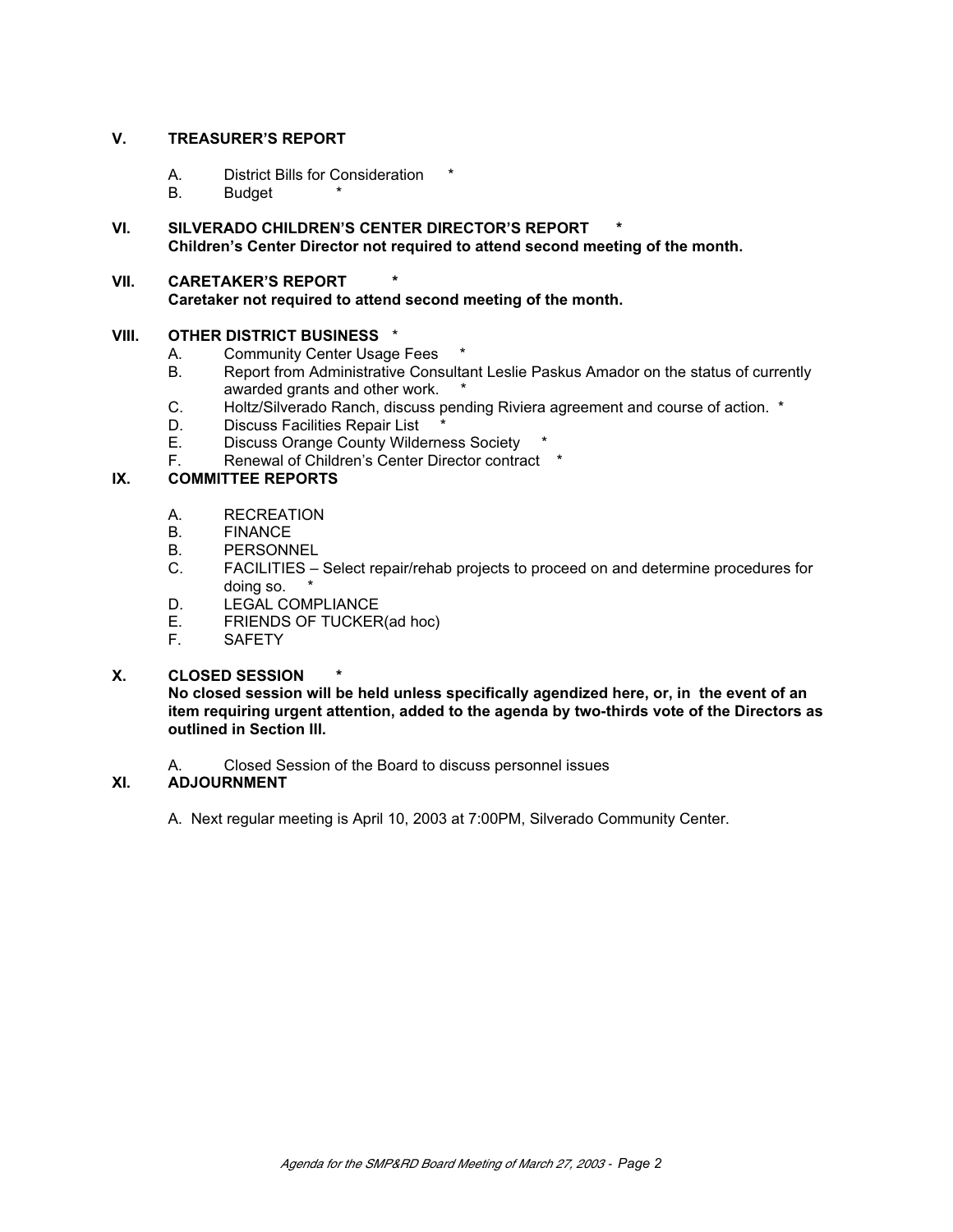**V. TREASURER'S REPORT**

A. District Bills for Consideration *
B. Budget *

**VI. SILVERADO CHILDREN'S CENTER DIRECTOR'S REPORT ***
**Children's Center Director not required to attend second meeting of the month.**

**VII. CARETAKER'S REPORT ***
**Caretaker not required to attend second meeting of the month.**

**VIII. OTHER DISTRICT BUSINESS** *

A. Community Center Usage Fees *
B. Report from Administrative Consultant Leslie Paskus Amador on the status of currently awarded grants and other work. *
C. Holtz/Silverado Ranch, discuss pending Riviera agreement and course of action. *
D. Discuss Facilities Repair List *
E. Discuss Orange County Wilderness Society *
F. Renewal of Children's Center Director contract *

**IX. COMMITTEE REPORTS**

A. RECREATION
B. FINANCE
B. PERSONNEL
C. FACILITIES – Select repair/rehab projects to proceed on and determine procedures for doing so. *
D. LEGAL COMPLIANCE
E. FRIENDS OF TUCKER(ad hoc)
F. SAFETY

**X. CLOSED SESSION ***
**No closed session will be held unless specifically agendized here, or, in the event of an item requiring urgent attention, added to the agenda by two-thirds vote of the Directors as outlined in Section III.**

A. Closed Session of the Board to discuss personnel issues

**XI. ADJOURNMENT**

A. Next regular meeting is April 10, 2003 at 7:00PM, Silverado Community Center.